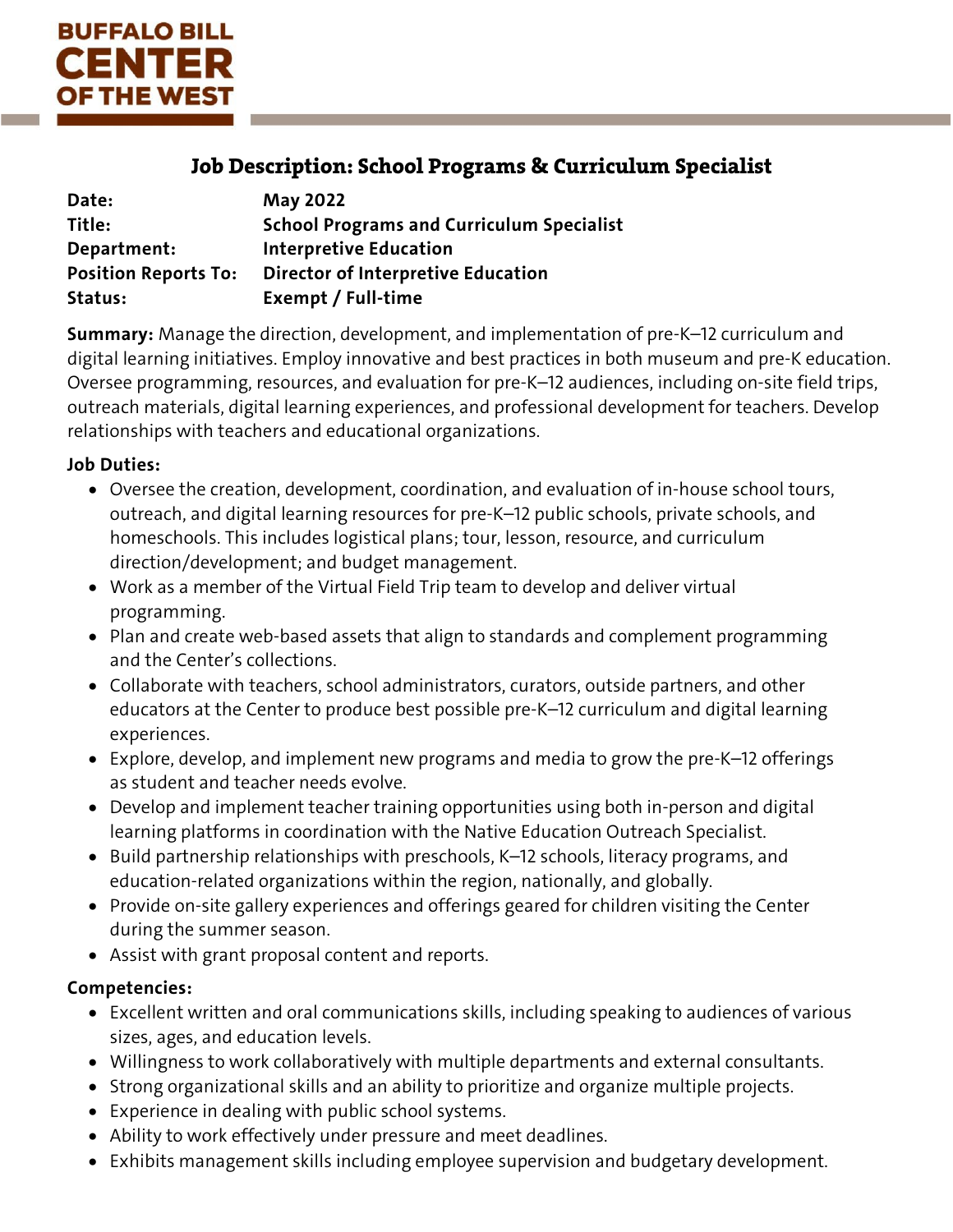BUFFALO BILL
CENTER
OF THE WEST

# Job Description: School Programs & Curriculum Specialist

| | |
|---|---|
| **Date:** | **May 2022** |
| **Title:** | **School Programs and Curriculum Specialist** |
| **Department:** | **Interpretive Education** |
| **Position Reports To:** | **Director of Interpretive Education** |
| **Status:** | **Exempt / Full-time** |

**Summary:** Manage the direction, development, and implementation of pre-K–12 curriculum and digital learning initiatives. Employ innovative and best practices in both museum and pre-K education. Oversee programming, resources, and evaluation for pre-K–12 audiences, including on-site field trips, outreach materials, digital learning experiences, and professional development for teachers. Develop relationships with teachers and educational organizations.

**Job Duties:**

- Oversee the creation, development, coordination, and evaluation of in-house school tours, outreach, and digital learning resources for pre-K–12 public schools, private schools, and homeschools. This includes logistical plans; tour, lesson, resource, and curriculum direction/development; and budget management.
- Work as a member of the Virtual Field Trip team to develop and deliver virtual programming.
- Plan and create web-based assets that align to standards and complement programming and the Center's collections.
- Collaborate with teachers, school administrators, curators, outside partners, and other educators at the Center to produce best possible pre-K–12 curriculum and digital learning experiences.
- Explore, develop, and implement new programs and media to grow the pre-K–12 offerings as student and teacher needs evolve.
- Develop and implement teacher training opportunities using both in-person and digital learning platforms in coordination with the Native Education Outreach Specialist.
- Build partnership relationships with preschools, K–12 schools, literacy programs, and education-related organizations within the region, nationally, and globally.
- Provide on-site gallery experiences and offerings geared for children visiting the Center during the summer season.
- Assist with grant proposal content and reports.

**Competencies:**

- Excellent written and oral communications skills, including speaking to audiences of various sizes, ages, and education levels.
- Willingness to work collaboratively with multiple departments and external consultants.
- Strong organizational skills and an ability to prioritize and organize multiple projects.
- Experience in dealing with public school systems.
- Ability to work effectively under pressure and meet deadlines.
- Exhibits management skills including employee supervision and budgetary development.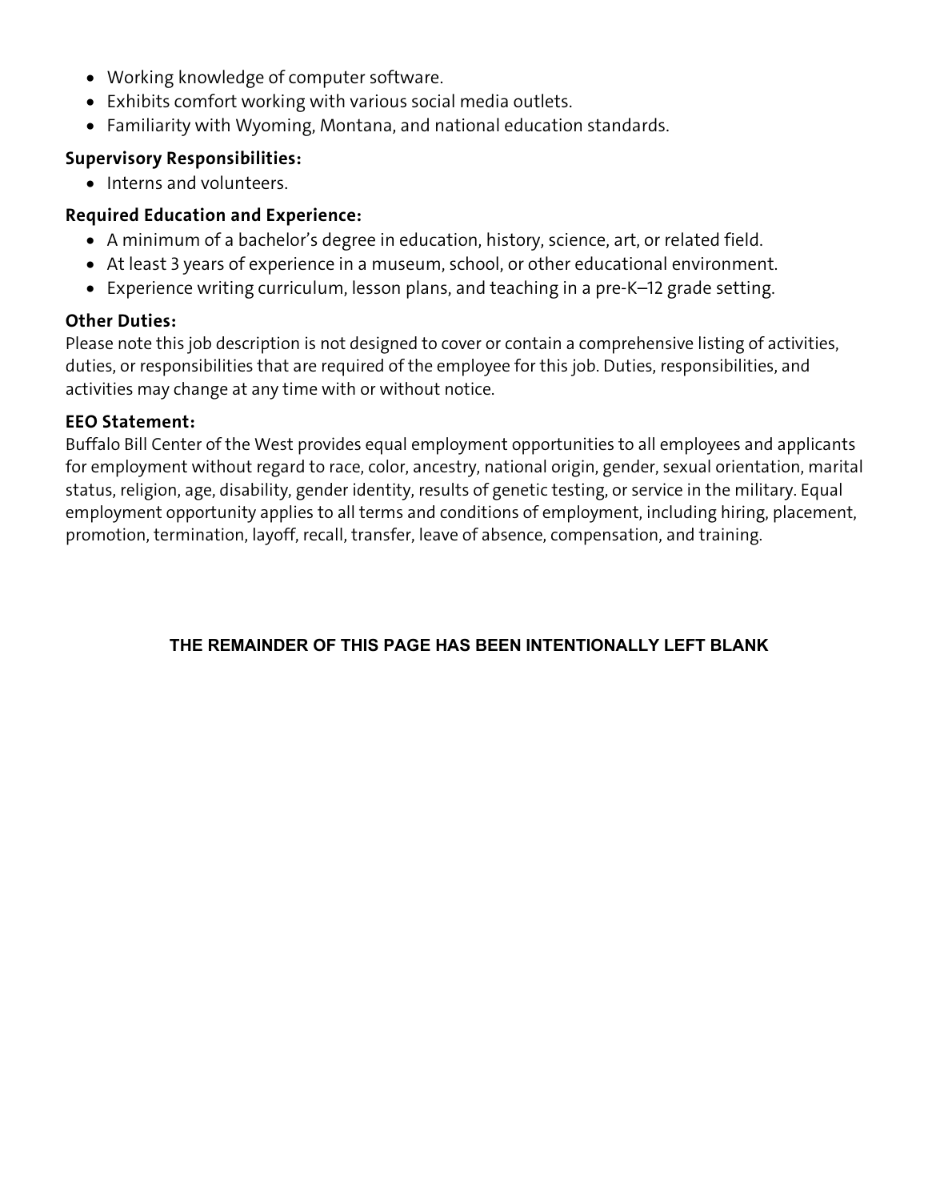- Working knowledge of computer software.
- Exhibits comfort working with various social media outlets.
- Familiarity with Wyoming, Montana, and national education standards.

**Supervisory Responsibilities:**

- Interns and volunteers.

**Required Education and Experience:**

- A minimum of a bachelor's degree in education, history, science, art, or related field.
- At least 3 years of experience in a museum, school, or other educational environment.
- Experience writing curriculum, lesson plans, and teaching in a pre-K–12 grade setting.

**Other Duties:**

Please note this job description is not designed to cover or contain a comprehensive listing of activities, duties, or responsibilities that are required of the employee for this job. Duties, responsibilities, and activities may change at any time with or without notice.

**EEO Statement:**

Buffalo Bill Center of the West provides equal employment opportunities to all employees and applicants for employment without regard to race, color, ancestry, national origin, gender, sexual orientation, marital status, religion, age, disability, gender identity, results of genetic testing, or service in the military. Equal employment opportunity applies to all terms and conditions of employment, including hiring, placement, promotion, termination, layoff, recall, transfer, leave of absence, compensation, and training.

**THE REMAINDER OF THIS PAGE HAS BEEN INTENTIONALLY LEFT BLANK**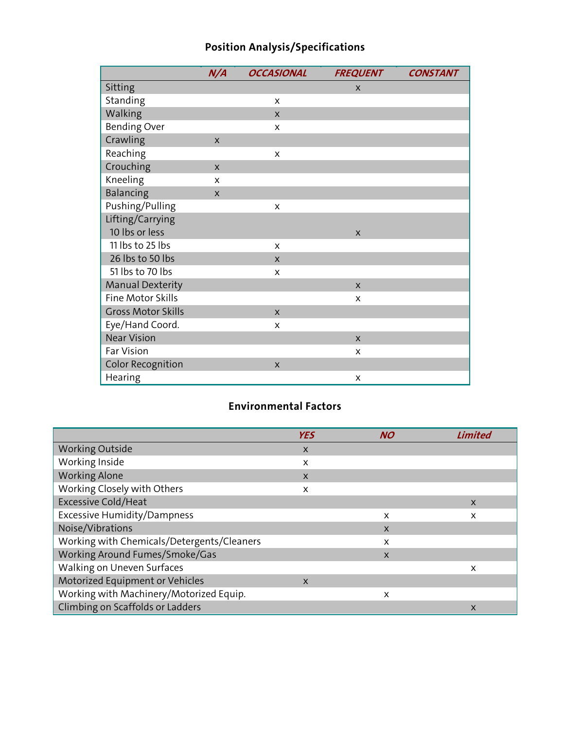## Position Analysis/Specifications

| | N/A | OCCASIONAL | FREQUENT | CONSTANT |
|---|---|---|---|---|
| Sitting | | | x | |
| Standing | | x | | |
| Walking | | x | | |
| Bending Over | | x | | |
| Crawling | x | | | |
| Reaching | | x | | |
| Crouching | x | | | |
| Kneeling | x | | | |
| Balancing | x | | | |
| Pushing/Pulling | | x | | |
| Lifting/Carrying | | | | |
| 10 lbs or less | | | x | |
| 11 lbs to 25 lbs | | x | | |
| 26 lbs to 50 lbs | | x | | |
| 51 lbs to 70 lbs | | x | | |
| Manual Dexterity | | | x | |
| Fine Motor Skills | | | x | |
| Gross Motor Skills | | x | | |
| Eye/Hand Coord. | | x | | |
| Near Vision | | | x | |
| Far Vision | | | x | |
| Color Recognition | | x | | |
| Hearing | | | x | |

## Environmental Factors

| | YES | NO | Limited |
|---|---|---|---|
| Working Outside | x | | |
| Working Inside | x | | |
| Working Alone | x | | |
| Working Closely with Others | x | | |
| Excessive Cold/Heat | | | x |
| Excessive Humidity/Dampness | | x | x |
| Noise/Vibrations | | x | |
| Working with Chemicals/Detergents/Cleaners | | x | |
| Working Around Fumes/Smoke/Gas | | x | |
| Walking on Uneven Surfaces | | | x |
| Motorized Equipment or Vehicles | x | | |
| Working with Machinery/Motorized Equip. | | x | |
| Climbing on Scaffolds or Ladders | | | x |